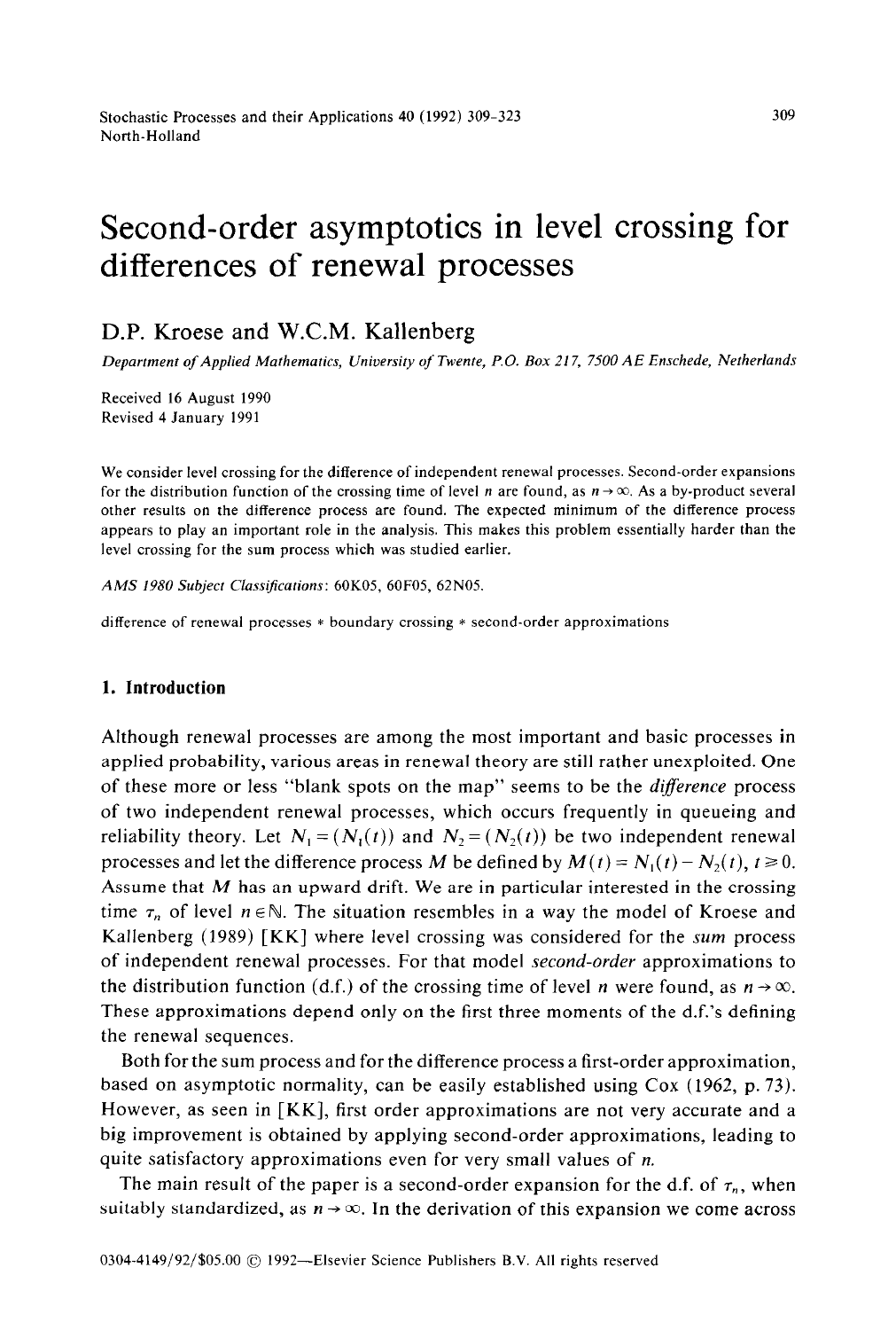# Second-order asymptotics in level crossing for differences of renewal processes

**D.P. Kroese and W.C.M. Kallenberg**

*Department of Applied Mathematics, University of Twente, P.O. Box 217, 7500 AE Enschede, Netherlands*

Received 16 August 1990
Revised 4 January 1991

We consider level crossing for the difference of independent renewal processes. Second-order expansions for the distribution function of the crossing time of level $n$ are found, as $n \to \infty$. As a by-product several other results on the difference process are found. The expected minimum of the difference process appears to play an important role in the analysis. This makes this problem essentially harder than the level crossing for the sum process which was studied earlier.

*AMS 1980 Subject Classifications*: 60K05, 60F05, 62N05.

difference of renewal processes * boundary crossing * second-order approximations

## 1. Introduction

Although renewal processes are among the most important and basic processes in applied probability, various areas in renewal theory are still rather unexploited. One of these more or less "blank spots on the map" seems to be the *difference* process of two independent renewal processes, which occurs frequently in queueing and reliability theory. Let $N_1 = (N_1(t))$ and $N_2 = (N_2(t))$ be two independent renewal processes and let the difference process $M$ be defined by $M(t) = N_1(t) - N_2(t)$, $t \geqslant 0$. Assume that $M$ has an upward drift. We are in particular interested in the crossing time $\tau_n$ of level $n \in \mathbb{N}$. The situation resembles in a way the model of Kroese and Kallenberg (1989) [KK] where level crossing was considered for the *sum* process of independent renewal processes. For that model *second-order* approximations to the distribution function (d.f.) of the crossing time of level $n$ were found, as $n \to \infty$. These approximations depend only on the first three moments of the d.f.'s defining the renewal sequences.

Both for the sum process and for the difference process a first-order approximation, based on asymptotic normality, can be easily established using Cox (1962, p. 73). However, as seen in [KK], first order approximations are not very accurate and a big improvement is obtained by applying second-order approximations, leading to quite satisfactory approximations even for very small values of $n$.

The main result of the paper is a second-order expansion for the d.f. of $\tau_n$, when suitably standardized, as $n \to \infty$. In the derivation of this expansion we come across

0304-4149/92/$05.00 © 1992—Elsevier Science Publishers B.V. All rights reserved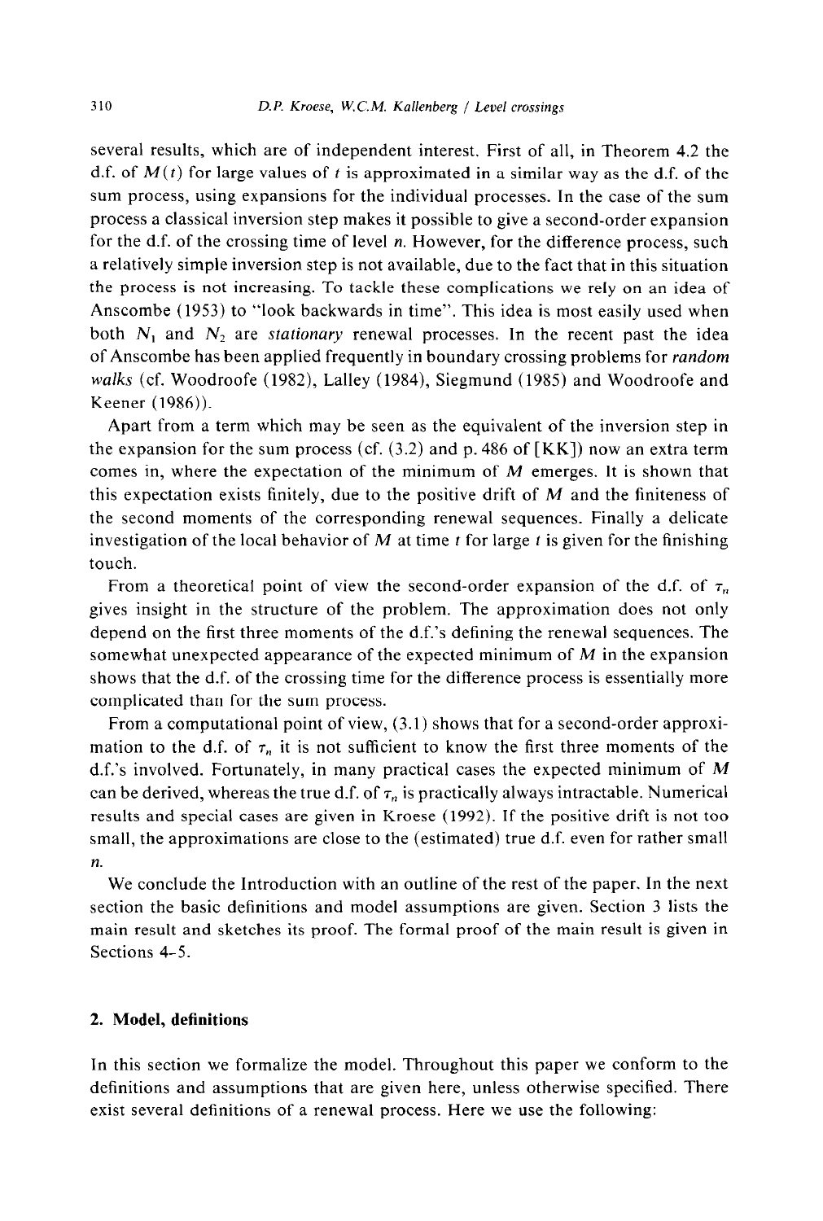several results, which are of independent interest. First of all, in Theorem 4.2 the d.f. of $M(t)$ for large values of $t$ is approximated in a similar way as the d.f. of the sum process, using expansions for the individual processes. In the case of the sum process a classical inversion step makes it possible to give a second-order expansion for the d.f. of the crossing time of level $n$. However, for the difference process, such a relatively simple inversion step is not available, due to the fact that in this situation the process is not increasing. To tackle these complications we rely on an idea of Anscombe (1953) to "look backwards in time". This idea is most easily used when both $N_1$ and $N_2$ are *stationary* renewal processes. In the recent past the idea of Anscombe has been applied frequently in boundary crossing problems for *random walks* (cf. Woodroofe (1982), Lalley (1984), Siegmund (1985) and Woodroofe and Keener (1986)).

Apart from a term which may be seen as the equivalent of the inversion step in the expansion for the sum process (cf. (3.2) and p. 486 of [KK]) now an extra term comes in, where the expectation of the minimum of $M$ emerges. It is shown that this expectation exists finitely, due to the positive drift of $M$ and the finiteness of the second moments of the corresponding renewal sequences. Finally a delicate investigation of the local behavior of $M$ at time $t$ for large $t$ is given for the finishing touch.

From a theoretical point of view the second-order expansion of the d.f. of $\tau_n$ gives insight in the structure of the problem. The approximation does not only depend on the first three moments of the d.f.'s defining the renewal sequences. The somewhat unexpected appearance of the expected minimum of $M$ in the expansion shows that the d.f. of the crossing time for the difference process is essentially more complicated than for the sum process.

From a computational point of view, (3.1) shows that for a second-order approximation to the d.f. of $\tau_n$ it is not sufficient to know the first three moments of the d.f.'s involved. Fortunately, in many practical cases the expected minimum of $M$ can be derived, whereas the true d.f. of $\tau_n$ is practically always intractable. Numerical results and special cases are given in Kroese (1992). If the positive drift is not too small, the approximations are close to the (estimated) true d.f. even for rather small $n$.

We conclude the Introduction with an outline of the rest of the paper. In the next section the basic definitions and model assumptions are given. Section 3 lists the main result and sketches its proof. The formal proof of the main result is given in Sections 4–5.

## 2. Model, definitions

In this section we formalize the model. Throughout this paper we conform to the definitions and assumptions that are given here, unless otherwise specified. There exist several definitions of a renewal process. Here we use the following: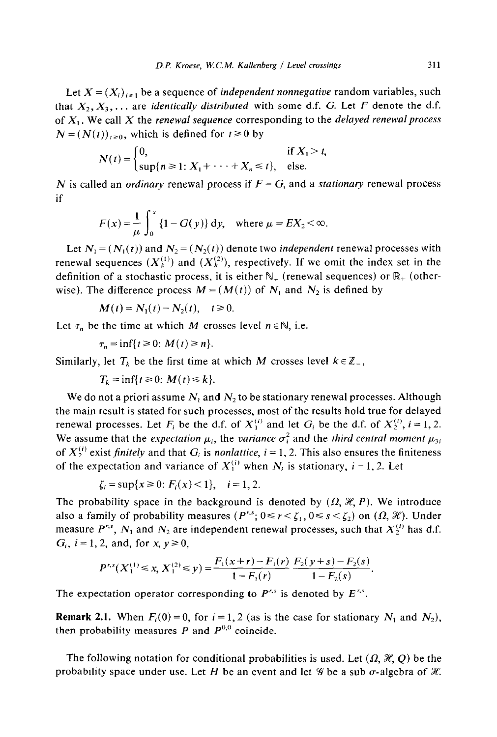Let $X = (X_i)_{i \geq 1}$ be a sequence of *independent nonnegative* random variables, such that $X_2, X_3, \ldots$ are *identically distributed* with some d.f. $G$. Let $F$ denote the d.f. of $X_1$. We call $X$ the *renewal sequence* corresponding to the *delayed renewal process* $N = (N(t))_{t \geq 0}$, which is defined for $t \geq 0$ by

$$N(t) = \begin{cases} 0, & \text{if } X_1 > t, \\ \sup\{n \geq 1 \colon X_1 + \cdots + X_n \leq t\}, & \text{else.} \end{cases}$$

$N$ is called an *ordinary* renewal process if $F = G$, and a *stationary* renewal process if

$$F(x) = \frac{1}{\mu} \int_0^x \{1 - G(y)\} \, \mathrm{d}y, \quad \text{where } \mu = EX_2 < \infty.$$

Let $N_1 = (N_1(t))$ and $N_2 = (N_2(t))$ denote two *independent* renewal processes with renewal sequences $(X_k^{(1)})$ and $(X_k^{(2)})$, respectively. If we omit the index set in the definition of a stochastic process, it is either $\mathbb{N}_+$ (renewal sequences) or $\mathbb{R}_+$ (otherwise). The difference process $M = (M(t))$ of $N_1$ and $N_2$ is defined by

$$M(t) = N_1(t) - N_2(t), \quad t \geq 0.$$

Let $\tau_n$ be the time at which $M$ crosses level $n \in \mathbb{N}$, i.e.

$$\tau_n = \inf\{t \geq 0 \colon M(t) \geq n\}.$$

Similarly, let $T_k$ be the first time at which $M$ crosses level $k \in \mathbb{Z}_-$,

$$T_k = \inf\{t \geq 0 \colon M(t) \leq k\}.$$

We do not a priori assume $N_1$ and $N_2$ to be stationary renewal processes. Although the main result is stated for such processes, most of the results hold true for delayed renewal processes. Let $F_i$ be the d.f. of $X_1^{(i)}$ and let $G_i$ be the d.f. of $X_2^{(i)}$, $i = 1, 2$. We assume that the *expectation* $\mu_i$, the *variance* $\sigma_i^2$ and the *third central moment* $\mu_{3i}$ of $X_2^{(i)}$ exist *finitely* and that $G_i$ is *nonlattice*, $i = 1, 2$. This also ensures the finiteness of the expectation and variance of $X_1^{(i)}$ when $N_i$ is stationary, $i = 1, 2$. Let

$$\zeta_i = \sup\{x \geq 0 \colon F_i(x) < 1\}, \quad i = 1, 2.$$

The probability space in the background is denoted by $(\Omega, \mathcal{H}, P)$. We introduce also a family of probability measures $(P^{r,s};\ 0 \leq r < \zeta_1, 0 \leq s < \zeta_2)$ on $(\Omega, \mathcal{H})$. Under measure $P^{r,s}$, $N_1$ and $N_2$ are independent renewal processes, such that $X_2^{(i)}$ has d.f. $G_i$, $i = 1, 2$, and, for $x, y \geq 0$,

$$P^{r,s}(X_1^{(1)} \leq x, X_1^{(2)} \leq y) = \frac{F_1(x + r) - F_1(r)}{1 - F_1(r)} \, \frac{F_2(y + s) - F_2(s)}{1 - F_2(s)}.$$

The expectation operator corresponding to $P^{r,s}$ is denoted by $E^{r,s}$.

**Remark 2.1.** When $F_i(0) = 0$, for $i = 1, 2$ (as is the case for stationary $N_1$ and $N_2$), then probability measures $P$ and $P^{0,0}$ coincide.

The following notation for conditional probabilities is used. Let $(\Omega, \mathcal{H}, Q)$ be the probability space under use. Let $H$ be an event and let $\mathcal{G}$ be a sub $\sigma$-algebra of $\mathcal{H}$.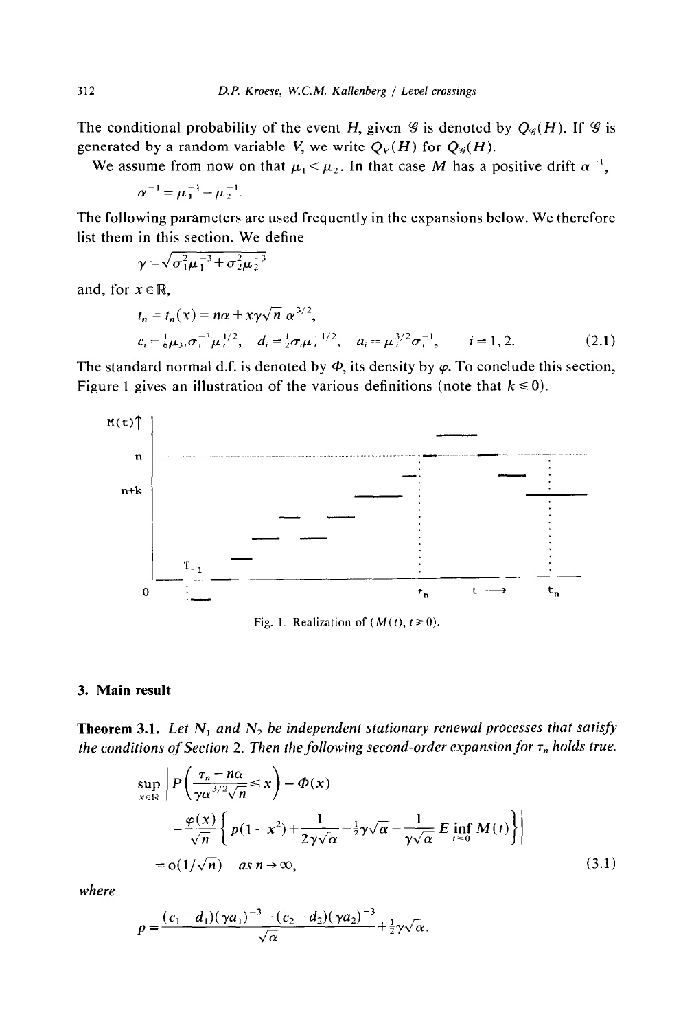The conditional probability of the event $H$, given $\mathcal{G}$ is denoted by $Q_{\mathcal{G}}(H)$. If $\mathcal{G}$ is generated by a random variable $V$, we write $Q_V(H)$ for $Q_{\mathcal{G}}(H)$.

We assume from now on that $\mu_1 < \mu_2$. In that case $M$ has a positive drift $\alpha^{-1}$,

$$\alpha^{-1} = \mu_1^{-1} - \mu_2^{-1}.$$

The following parameters are used frequently in the expansions below. We therefore list them in this section. We define

$$\gamma = \sqrt{\sigma_1^2 \mu_1^{-3} + \sigma_2^2 \mu_2^{-3}}$$

and, for $x \in \mathbb{R}$,

$$t_n = t_n(x) = n\alpha + x\gamma\sqrt{n}\,\alpha^{3/2},$$

$$c_i = \tfrac{1}{6}\mu_{3i}\sigma_i^{-3}\mu_i^{1/2}, \quad d_i = \tfrac{1}{2}\sigma_i\mu_i^{-1/2}, \quad a_i = \mu_i^{3/2}\sigma_i^{-1}, \quad i = 1, 2. \tag{2.1}$$

The standard normal d.f. is denoted by $\Phi$, its density by $\varphi$. To conclude this section, Figure 1 gives an illustration of the various definitions (note that $k \leqslant 0$).

Fig. 1. Realization of $(M(t), t \geqslant 0)$.

## 3. Main result

**Theorem 3.1.** *Let $N_1$ and $N_2$ be independent stationary renewal processes that satisfy the conditions of Section 2. Then the following second-order expansion for $\tau_n$ holds true.*

$$\sup_{x \in \mathbb{R}} \left| P\left(\frac{\tau_n - n\alpha}{\gamma\alpha^{3/2}\sqrt{n}} \leqslant x\right) - \Phi(x) - \frac{\varphi(x)}{\sqrt{n}}\left\{ p(1 - x^2) + \frac{1}{2\gamma\sqrt{\alpha}} - \tfrac{1}{2}\gamma\sqrt{\alpha} - \frac{1}{\gamma\sqrt{\alpha}}\, E \inf_{t \geqslant 0} M(t) \right\} \right|$$

$$= o(1/\sqrt{n}) \quad \text{as } n \to \infty, \tag{3.1}$$

*where*

$$p = \frac{(c_1 - d_1)(\gamma a_1)^{-3} - (c_2 - d_2)(\gamma a_2)^{-3}}{\sqrt{\alpha}} + \tfrac{1}{2}\gamma\sqrt{\alpha}.$$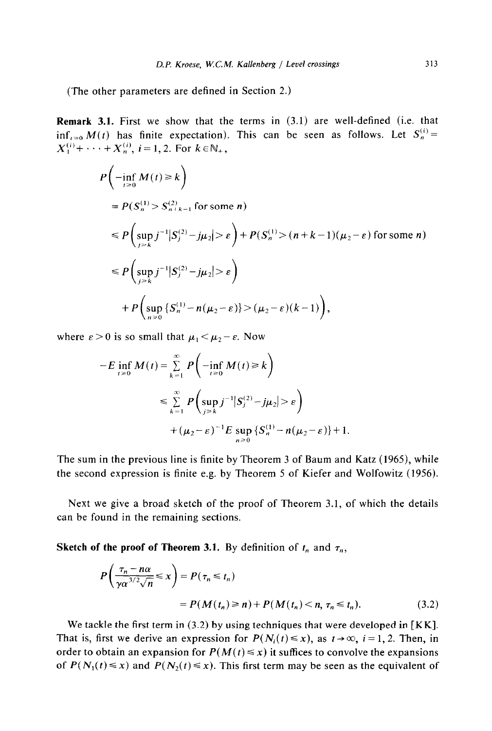(The other parameters are defined in Section 2.)

**Remark 3.1.** First we show that the terms in (3.1) are well-defined (i.e. that $\inf_{t \geq 0} M(t)$ has finite expectation). This can be seen as follows. Let $S_n^{(i)} = X_1^{(i)} + \cdots + X_n^{(i)}$, $i = 1, 2$. For $k \in \mathbb{N}_+$,

$$
\begin{aligned}
P&\left(-\inf_{t \geq 0} M(t) \geq k\right) \\
&= P(S_n^{(1)} > S_{n+k-1}^{(2)} \text{ for some } n) \\
&\leq P\left(\sup_{j \geq k} j^{-1}|S_j^{(2)} - j\mu_2| > \varepsilon\right) + P(S_n^{(1)} > (n+k-1)(\mu_2 - \varepsilon) \text{ for some } n) \\
&\leq P\left(\sup_{j \geq k} j^{-1}|S_j^{(2)} - j\mu_2| > \varepsilon\right) \\
&\quad + P\left(\sup_{n \geq 0}\{S_n^{(1)} - n(\mu_2 - \varepsilon)\} > (\mu_2 - \varepsilon)(k-1)\right),
\end{aligned}
$$

where $\varepsilon > 0$ is so small that $\mu_1 < \mu_2 - \varepsilon$. Now

$$
\begin{aligned}
-E \inf_{t \geq 0} M(t) &= \sum_{k=1}^{\infty} P\left(-\inf_{t \geq 0} M(t) \geq k\right) \\
&\leq \sum_{k=1}^{\infty} P\left(\sup_{j \geq k} j^{-1}|S_j^{(2)} - j\mu_2| > \varepsilon\right) \\
&\quad + (\mu_2 - \varepsilon)^{-1} E \sup_{n \geq 0}\{S_n^{(1)} - n(\mu_2 - \varepsilon)\} + 1.
\end{aligned}
$$

The sum in the previous line is finite by Theorem 3 of Baum and Katz (1965), while the second expression is finite e.g. by Theorem 5 of Kiefer and Wolfowitz (1956).

Next we give a broad sketch of the proof of Theorem 3.1, of which the details can be found in the remaining sections.

**Sketch of the proof of Theorem 3.1.** By definition of $t_n$ and $\tau_n$,

$$
\begin{aligned}
P\left(\frac{\tau_n - n\alpha}{\gamma\alpha^{3/2}\sqrt{n}} \leq x\right) &= P(\tau_n \leq t_n) \\
&= P(M(t_n) \geq n) + P(M(t_n) < n, \tau_n \leq t_n). \qquad (3.2)
\end{aligned}
$$

We tackle the first term in (3.2) by using techniques that were developed in [KK]. That is, first we derive an expression for $P(N_i(t) \leq x)$, as $t \to \infty$, $i = 1, 2$. Then, in order to obtain an expansion for $P(M(t) \leq x)$ it suffices to convolve the expansions of $P(N_1(t) \leq x)$ and $P(N_2(t) \leq x)$. This first term may be seen as the equivalent of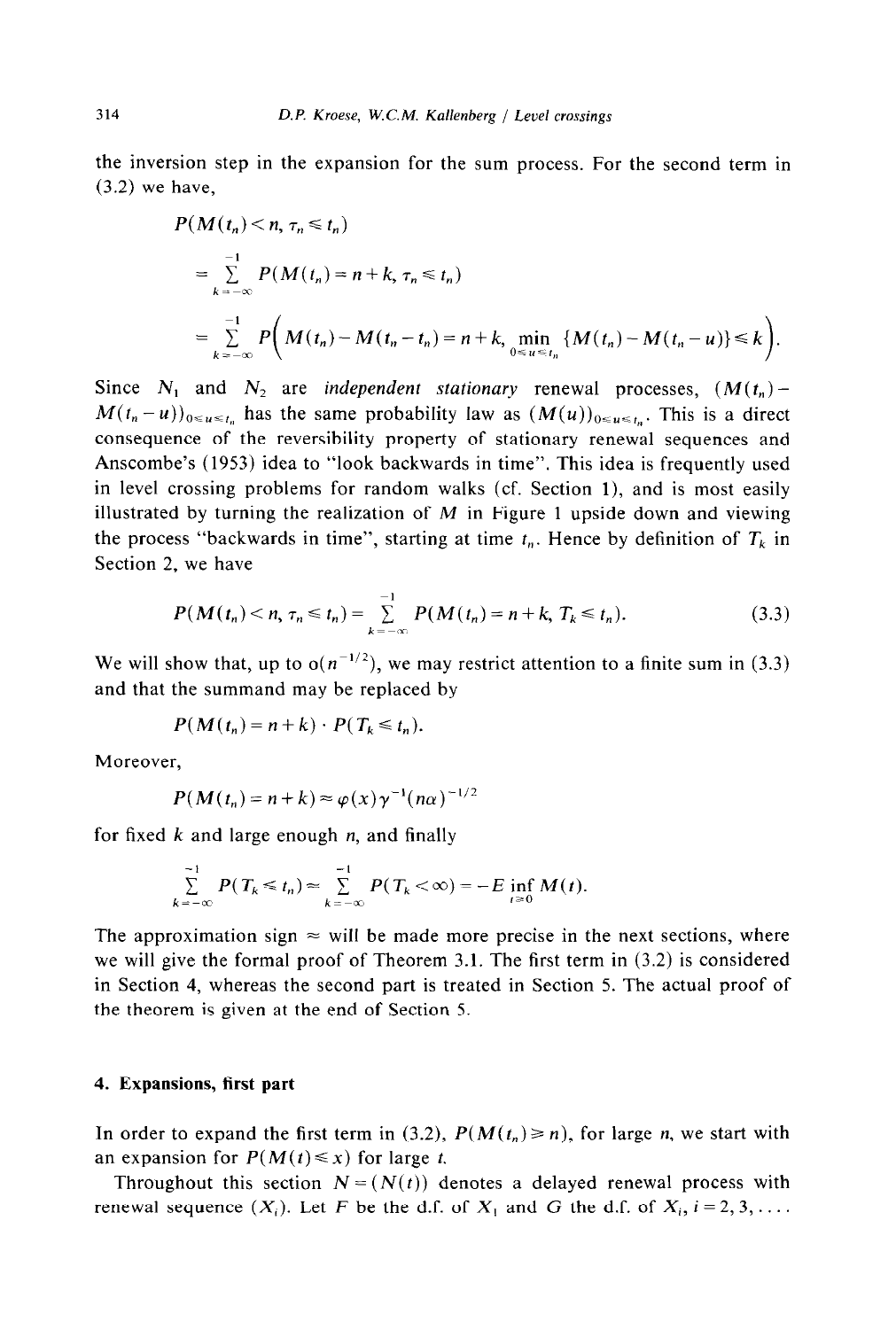the inversion step in the expansion for the sum process. For the second term in (3.2) we have,

$$
\begin{aligned}
&P(M(t_n)<n,\ \tau_n \leqslant t_n)\\
&\quad= \sum_{k=-\infty}^{-1} P(M(t_n)=n+k,\ \tau_n \leqslant t_n)\\
&\quad= \sum_{k=-\infty}^{-1} P\Big(M(t_n)-M(t_n-t_n)=n+k,\ \min_{0\leqslant u\leqslant t_n}\{M(t_n)-M(t_n-u)\}\leqslant k\Big).
\end{aligned}
$$

Since $N_1$ and $N_2$ are *independent stationary* renewal processes, $(M(t_n)-M(t_n-u))_{0\leqslant u\leqslant t_n}$ has the same probability law as $(M(u))_{0\leqslant u\leqslant t_n}$. This is a direct consequence of the reversibility property of stationary renewal sequences and Anscombe's (1953) idea to "look backwards in time". This idea is frequently used in level crossing problems for random walks (cf. Section 1), and is most easily illustrated by turning the realization of $M$ in Figure 1 upside down and viewing the process "backwards in time", starting at time $t_n$. Hence by definition of $T_k$ in Section 2, we have

$$
P(M(t_n)<n,\ \tau_n\leqslant t_n)=\sum_{k=-\infty}^{-1} P(M(t_n)=n+k,\ T_k\leqslant t_n). \tag{3.3}
$$

We will show that, up to $o(n^{-1/2})$, we may restrict attention to a finite sum in (3.3) and that the summand may be replaced by

$$
P(M(t_n)=n+k)\cdot P(T_k\leqslant t_n).
$$

Moreover,

$$
P(M(t_n)=n+k)\approx \varphi(x)\gamma^{-1}(n\alpha)^{-1/2}
$$

for fixed $k$ and large enough $n$, and finally

$$
\sum_{k=-\infty}^{-1} P(T_k\leqslant t_n)\approx \sum_{k=-\infty}^{-1} P(T_k<\infty)=-E\inf_{t\geqslant 0} M(t).
$$

The approximation sign $\approx$ will be made more precise in the next sections, where we will give the formal proof of Theorem 3.1. The first term in (3.2) is considered in Section 4, whereas the second part is treated in Section 5. The actual proof of the theorem is given at the end of Section 5.

## 4. Expansions, first part

In order to expand the first term in (3.2), $P(M(t_n)\geqslant n)$, for large $n$, we start with an expansion for $P(M(t)\leqslant x)$ for large $t$.

Throughout this section $N=(N(t))$ denotes a delayed renewal process with renewal sequence $(X_i)$. Let $F$ be the d.f. of $X_1$ and $G$ the d.f. of $X_i$, $i=2,3,\ldots$.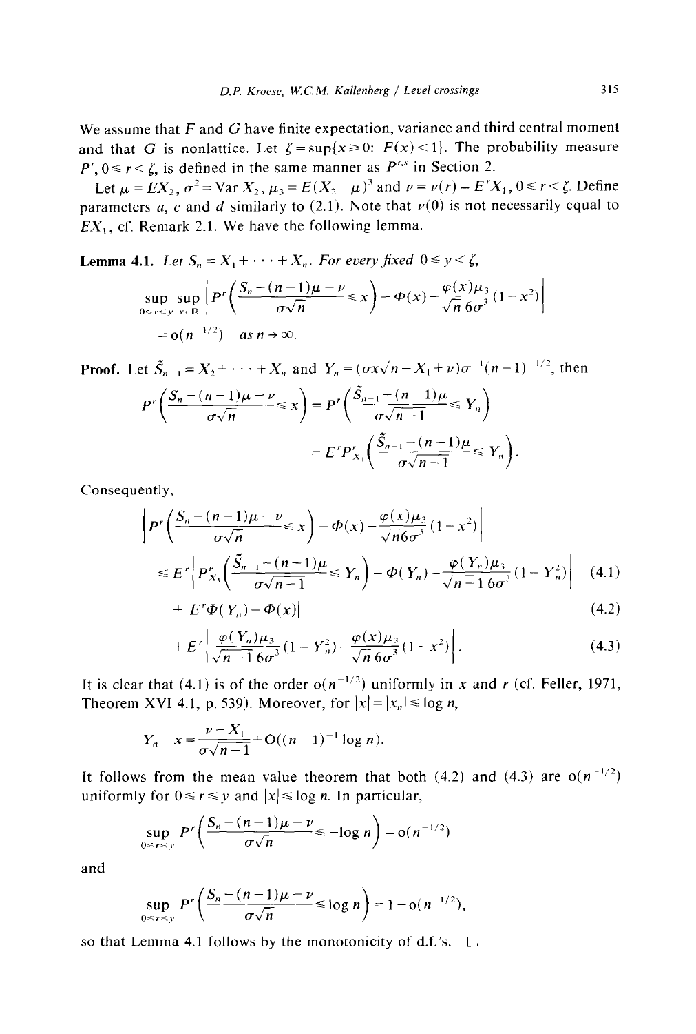We assume that $F$ and $G$ have finite expectation, variance and third central moment and that $G$ is nonlattice. Let $\zeta = \sup\{x \geq 0\colon F(x) < 1\}$. The probability measure $P^r$, $0 \leq r < \zeta$, is defined in the same manner as $P^{r,s}$ in Section 2.

Let $\mu = EX_2$, $\sigma^2 = \operatorname{Var} X_2$, $\mu_3 = E(X_2 - \mu)^3$ and $\nu = \nu(r) = E^r X_1$, $0 \leq r < \zeta$. Define parameters $a$, $c$ and $d$ similarly to (2.1). Note that $\nu(0)$ is not necessarily equal to $EX_1$, cf. Remark 2.1. We have the following lemma.

**Lemma 4.1.** *Let $S_n = X_1 + \cdots + X_n$. For every fixed $0 \leq y < \zeta$,*

$$\sup_{0 \leq r \leq y} \sup_{x \in \mathbb{R}} \left| P^r\left(\frac{S_n - (n-1)\mu - \nu}{\sigma\sqrt{n}} \leq x\right) - \Phi(x) - \frac{\varphi(x)\mu_3}{\sqrt{n}\, 6\sigma^3}(1 - x^2)\right|$$

$$= \mathrm{o}(n^{-1/2}) \quad \text{as } n \to \infty.$$

**Proof.** Let $\tilde{S}_{n-1} = X_2 + \cdots + X_n$ and $Y_n = (\sigma x \sqrt{n} - X_1 + \nu)\sigma^{-1}(n-1)^{-1/2}$, then

$$P^r\left(\frac{S_n - (n-1)\mu - \nu}{\sigma\sqrt{n}} \leq x\right) = P^r\left(\frac{\tilde{S}_{n-1} - (n-1)\mu}{\sigma\sqrt{n-1}} \leq Y_n\right)$$

$$= E^r P^r_{X_1}\left(\frac{\tilde{S}_{n-1} - (n-1)\mu}{\sigma\sqrt{n-1}} \leq Y_n\right).$$

Consequently,

$$\left|P^r\left(\frac{S_n - (n-1)\mu - \nu}{\sigma\sqrt{n}} \leq x\right) - \Phi(x) - \frac{\varphi(x)\mu_3}{\sqrt{n}6\sigma^3}(1 - x^2)\right|$$

$$\leq E^r\left|P^r_{X_1}\left(\frac{\tilde{S}_{n-1} - (n-1)\mu}{\sigma\sqrt{n-1}} \leq Y_n\right) - \Phi(Y_n) - \frac{\varphi(Y_n)\mu_3}{\sqrt{n-1}\, 6\sigma^3}(1 - Y_n^2)\right| \tag{4.1}$$

$$+ |E^r\Phi(Y_n) - \Phi(x)| \tag{4.2}$$

$$+ E^r\left|\frac{\varphi(Y_n)\mu_3}{\sqrt{n-1}\, 6\sigma^3}(1 - Y_n^2) - \frac{\varphi(x)\mu_3}{\sqrt{n}\, 6\sigma^3}(1 - x^2)\right|. \tag{4.3}$$

It is clear that (4.1) is of the order $\mathrm{o}(n^{-1/2})$ uniformly in $x$ and $r$ (cf. Feller, 1971, Theorem XVI 4.1, p. 539). Moreover, for $|x| = |x_n| \leq \log n$,

$$Y_n - x = \frac{\nu - X_1}{\sigma\sqrt{n-1}} + \mathrm{O}((n-1)^{-1}\log n).$$

It follows from the mean value theorem that both (4.2) and (4.3) are $\mathrm{o}(n^{-1/2})$ uniformly for $0 \leq r \leq y$ and $|x| \leq \log n$. In particular,

$$\sup_{0 \leq r \leq y} P^r\left(\frac{S_n - (n-1)\mu - \nu}{\sigma\sqrt{n}} \leq -\log n\right) = \mathrm{o}(n^{-1/2})$$

and

$$\sup_{0 \leq r \leq y} P^r\left(\frac{S_n - (n-1)\mu - \nu}{\sigma\sqrt{n}} \leq \log n\right) = 1 - \mathrm{o}(n^{-1/2}),$$

so that Lemma 4.1 follows by the monotonicity of d.f.'s. $\square$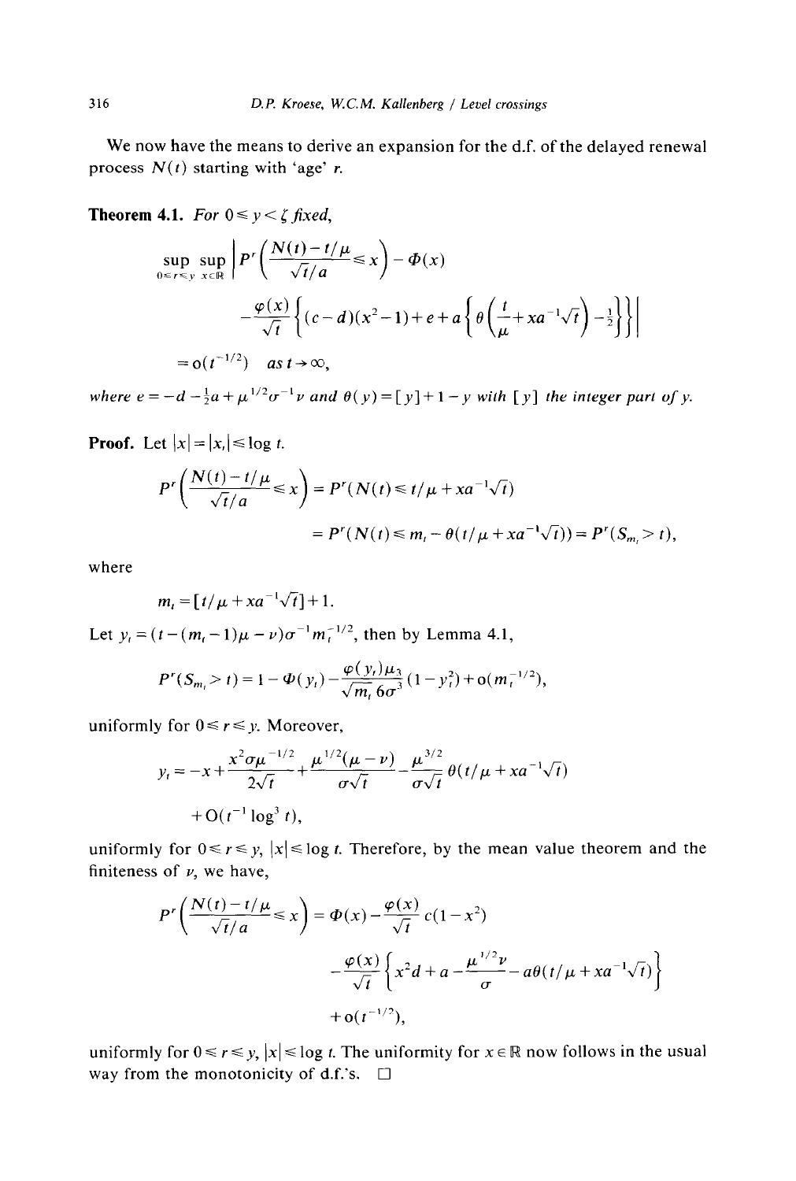We now have the means to derive an expansion for the d.f. of the delayed renewal process $N(t)$ starting with 'age' $r$.

**Theorem 4.1.** *For $0 \leqslant y < \zeta$ fixed,*

$$\sup_{0 \leqslant r \leqslant y} \sup_{x \in \mathbb{R}} \left| P^r\left(\frac{N(t) - t/\mu}{\sqrt{t}/a} \leqslant x\right) - \Phi(x) - \frac{\varphi(x)}{\sqrt{t}}\left\{(c-d)(x^2-1) + e + a\left\{\theta\left(\frac{t}{\mu} + xa^{-1}\sqrt{t}\right) - \tfrac{1}{2}\right\}\right\}\right|$$

$$= o(t^{-1/2}) \quad \text{as } t \to \infty,$$

*where $e = -d - \frac{1}{2}a + \mu^{1/2}\sigma^{-1}\nu$ and $\theta(y) = [y] + 1 - y$ with $[y]$ the integer part of $y$.*

**Proof.** Let $|x| = |x_t| \leqslant \log t$.

$$P^r\left(\frac{N(t) - t/\mu}{\sqrt{t}/a} \leqslant x\right) = P^r(N(t) \leqslant t/\mu + xa^{-1}\sqrt{t})$$

$$= P^r(N(t) \leqslant m_t - \theta(t/\mu + xa^{-1}\sqrt{t})) = P^r(S_{m_t} > t),$$

where

$$m_t = [t/\mu + xa^{-1}\sqrt{t}] + 1.$$

Let $y_t = (t - (m_t - 1)\mu - \nu)\sigma^{-1}m_t^{-1/2}$, then by Lemma 4.1,

$$P^r(S_{m_t} > t) = 1 - \Phi(y_t) - \frac{\varphi(y_t)\mu_3}{\sqrt{m_t}\,6\sigma^3}(1 - y_t^2) + o(m_t^{-1/2}),$$

uniformly for $0 \leqslant r \leqslant y$. Moreover,

$$y_t = -x + \frac{x^2\sigma\mu^{-1/2}}{2\sqrt{t}} + \frac{\mu^{1/2}(\mu - \nu)}{\sigma\sqrt{t}} - \frac{\mu^{3/2}}{\sigma\sqrt{t}}\theta(t/\mu + xa^{-1}\sqrt{t})$$

$$+ O(t^{-1}\log^3 t),$$

uniformly for $0 \leqslant r \leqslant y$, $|x| \leqslant \log t$. Therefore, by the mean value theorem and the finiteness of $\nu$, we have,

$$P^r\left(\frac{N(t) - t/\mu}{\sqrt{t}/a} \leqslant x\right) = \Phi(x) - \frac{\varphi(x)}{\sqrt{t}}c(1 - x^2)$$

$$- \frac{\varphi(x)}{\sqrt{t}}\left\{x^2 d + a - \frac{\mu^{1/2}\nu}{\sigma} - a\theta(t/\mu + xa^{-1}\sqrt{t})\right\}$$

$$+ o(t^{-1/2}),$$

uniformly for $0 \leqslant r \leqslant y$, $|x| \leqslant \log t$. The uniformity for $x \in \mathbb{R}$ now follows in the usual way from the monotonicity of d.f.'s. $\square$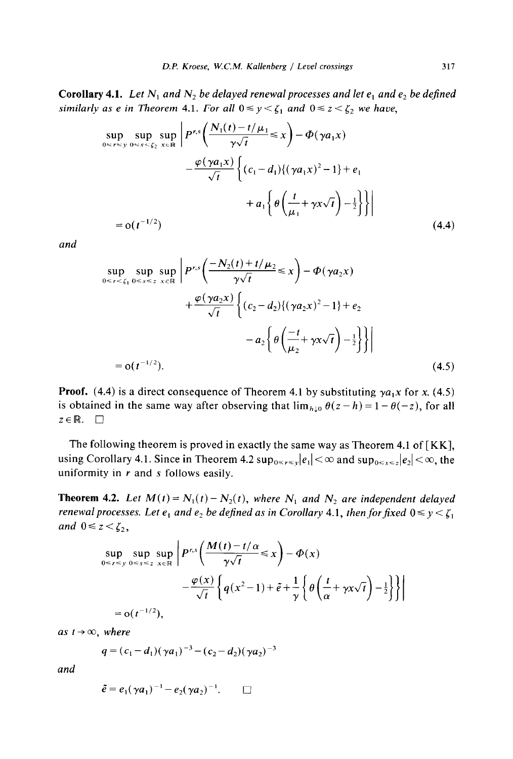**Corollary 4.1.** *Let $N_1$ and $N_2$ be delayed renewal processes and let $e_1$ and $e_2$ be defined similarly as $e$ in Theorem 4.1. For all $0 \leq y < \zeta_1$ and $0 \leq z < \zeta_2$ we have,*

$$
\begin{aligned}
\sup_{0 \leq r \leq y} \sup_{0 \leq s < \zeta_2} \sup_{x \in \mathbb{R}} \Bigg| P^{r,s}\left( \frac{N_1(t) - t/\mu_1}{\gamma\sqrt{t}} \leq x \right) - \Phi(\gamma a_1 x) \\
- \frac{\varphi(\gamma a_1 x)}{\sqrt{t}} \Bigg\{ (c_1 - d_1)\{(\gamma a_1 x)^2 - 1\} + e_1 \\
+ a_1 \left\{ \theta\left( \frac{t}{\mu_1} + \gamma x \sqrt{t} \right) - \tfrac{1}{2} \right\} \Bigg\} \Bigg| \\
= o(t^{-1/2})
\end{aligned}
\tag{4.4}
$$

*and*

$$
\begin{aligned}
\sup_{0 \leq r < \zeta_1} \sup_{0 \leq s \leq z} \sup_{x \in \mathbb{R}} \Bigg| P^{r,s}\left( \frac{-N_2(t) + t/\mu_2}{\gamma\sqrt{t}} \leq x \right) - \Phi(\gamma a_2 x) \\
+ \frac{\varphi(\gamma a_2 x)}{\sqrt{t}} \Bigg\{ (c_2 - d_2)\{(\gamma a_2 x)^2 - 1\} + e_2 \\
- a_2 \left\{ \theta\left( \frac{-t}{\mu_2} + \gamma x \sqrt{t} \right) - \tfrac{1}{2} \right\} \Bigg\} \Bigg| \\
= o(t^{-1/2}).
\end{aligned}
\tag{4.5}
$$

**Proof.** (4.4) is a direct consequence of Theorem 4.1 by substituting $\gamma a_1 x$ for $x$. (4.5) is obtained in the same way after observing that $\lim_{h \downarrow 0} \theta(z - h) = 1 - \theta(-z)$, for all $z \in \mathbb{R}$. $\square$

The following theorem is proved in exactly the same way as Theorem 4.1 of [KK], using Corollary 4.1. Since in Theorem 4.2 $\sup_{0 \leq r \leq y} |e_1| < \infty$ and $\sup_{0 \leq s \leq z} |e_2| < \infty$, the uniformity in $r$ and $s$ follows easily.

**Theorem 4.2.** *Let $M(t) = N_1(t) - N_2(t)$, where $N_1$ and $N_2$ are independent delayed renewal processes. Let $e_1$ and $e_2$ be defined as in Corollary 4.1, then for fixed $0 \leq y < \zeta_1$ and $0 \leq z < \zeta_2$,*

$$
\begin{aligned}
\sup_{0 \leq r \leq y} \sup_{0 \leq s \leq z} \sup_{x \in \mathbb{R}} \Bigg| P^{r,s}\left( \frac{M(t) - t/\alpha}{\gamma\sqrt{t}} \leq x \right) - \Phi(x) \\
- \frac{\varphi(x)}{\sqrt{t}} \left\{ q(x^2 - 1) + \tilde{e} + \frac{1}{\gamma} \left\{ \theta\left( \frac{t}{\alpha} + \gamma x \sqrt{t} \right) - \tfrac{1}{2} \right\} \right\} \Bigg| \\
= o(t^{-1/2}),
\end{aligned}
$$

*as $t \to \infty$, where*

$$q = (c_1 - d_1)(\gamma a_1)^{-3} - (c_2 - d_2)(\gamma a_2)^{-3}$$

*and*

$$\tilde{e} = e_1(\gamma a_1)^{-1} - e_2(\gamma a_2)^{-1}. \qquad \square$$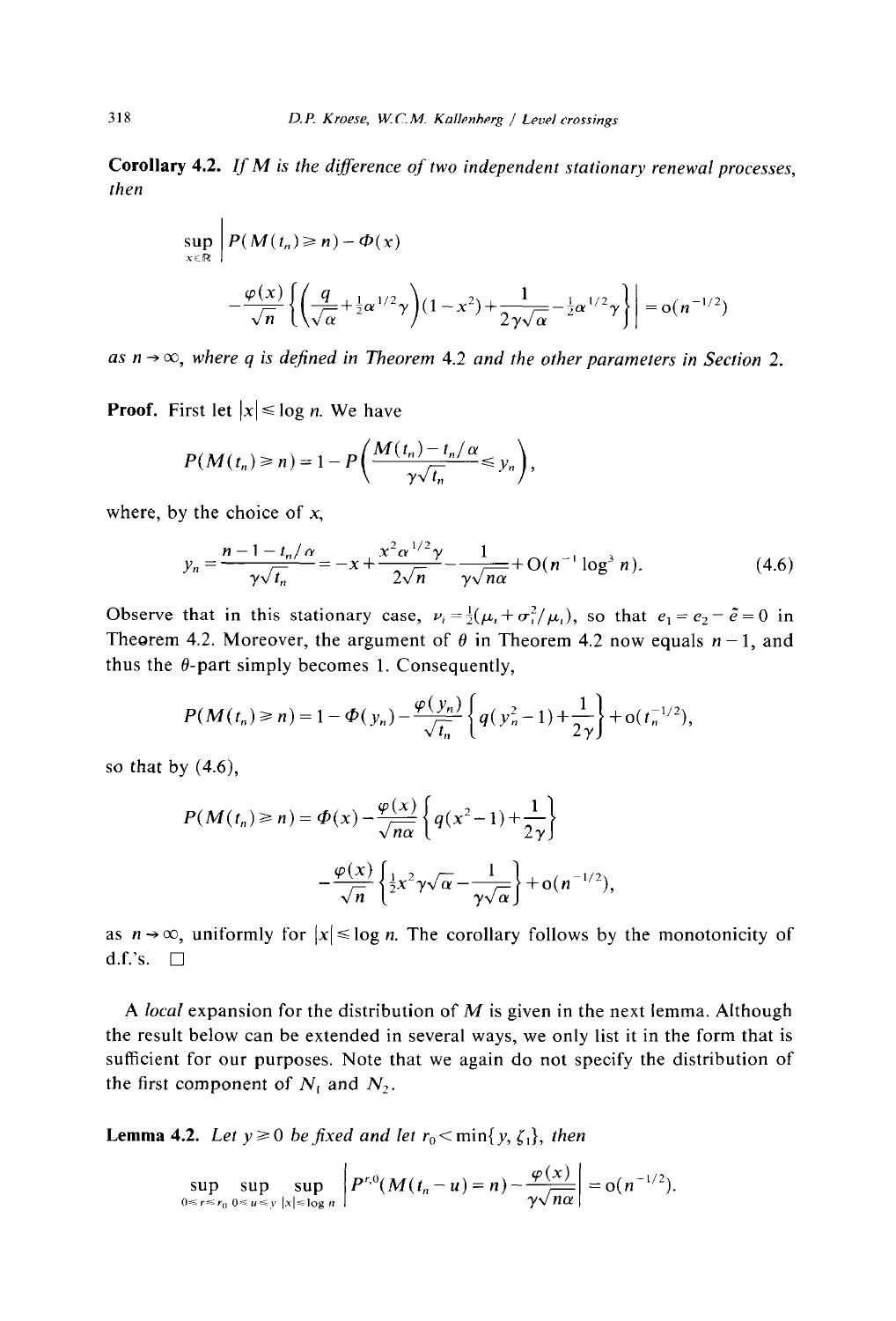**Corollary 4.2.** *If $M$ is the difference of two independent stationary renewal processes, then*

$$\sup_{x\in\mathbb{R}} \left| P(M(t_n)\geq n) - \Phi(x) - \frac{\varphi(x)}{\sqrt{n}}\left\{\left(\frac{q}{\sqrt{\alpha}}+\tfrac{1}{2}\alpha^{1/2}\gamma\right)(1-x^2)+\frac{1}{2\gamma\sqrt{\alpha}}-\tfrac{1}{2}\alpha^{1/2}\gamma\right\}\right| = o(n^{-1/2})$$

*as $n\to\infty$, where $q$ is defined in Theorem 4.2 and the other parameters in Section 2.*

**Proof.** First let $|x|\leq \log n$. We have

$$P(M(t_n)\geq n) = 1 - P\left(\frac{M(t_n)-t_n/\alpha}{\gamma\sqrt{t_n}}\leq y_n\right),$$

where, by the choice of $x$,

$$y_n = \frac{n-1-t_n/\alpha}{\gamma\sqrt{t_n}} = -x + \frac{x^2\alpha^{1/2}\gamma}{2\sqrt{n}} - \frac{1}{\gamma\sqrt{n\alpha}} + O(n^{-1}\log^3 n). \tag{4.6}$$

Observe that in this stationary case, $\nu_i = \frac{1}{2}(\mu_i + \sigma_i^2/\mu_i)$, so that $e_1 = e_2 - \tilde{e} = 0$ in Theorem 4.2. Moreover, the argument of $\theta$ in Theorem 4.2 now equals $n-1$, and thus the $\theta$-part simply becomes 1. Consequently,

$$P(M(t_n)\geq n) = 1 - \Phi(y_n) - \frac{\varphi(y_n)}{\sqrt{t_n}}\left\{q(y_n^2-1)+\frac{1}{2\gamma}\right\} + o(t_n^{-1/2}),$$

so that by (4.6),

$$P(M(t_n)\geq n) = \Phi(x) - \frac{\varphi(x)}{\sqrt{n\alpha}}\left\{q(x^2-1)+\frac{1}{2\gamma}\right\} - \frac{\varphi(x)}{\sqrt{n}}\left\{\tfrac{1}{2}x^2\gamma\sqrt{\alpha} - \frac{1}{\gamma\sqrt{\alpha}}\right\} + o(n^{-1/2}),$$

as $n\to\infty$, uniformly for $|x|\leq\log n$. The corollary follows by the monotonicity of d.f.'s. $\square$

A *local* expansion for the distribution of $M$ is given in the next lemma. Although the result below can be extended in several ways, we only list it in the form that is sufficient for our purposes. Note that we again do not specify the distribution of the first component of $N_1$ and $N_2$.

**Lemma 4.2.** *Let $y\geq 0$ be fixed and let $r_0 < \min\{y, \zeta_1\}$, then*

$$\sup_{0\leq r\leq r_0}\ \sup_{0\leq u\leq y}\ \sup_{|x|\leq\log n}\left|P^{r,0}(M(t_n-u)=n) - \frac{\varphi(x)}{\gamma\sqrt{n\alpha}}\right| = o(n^{-1/2}).$$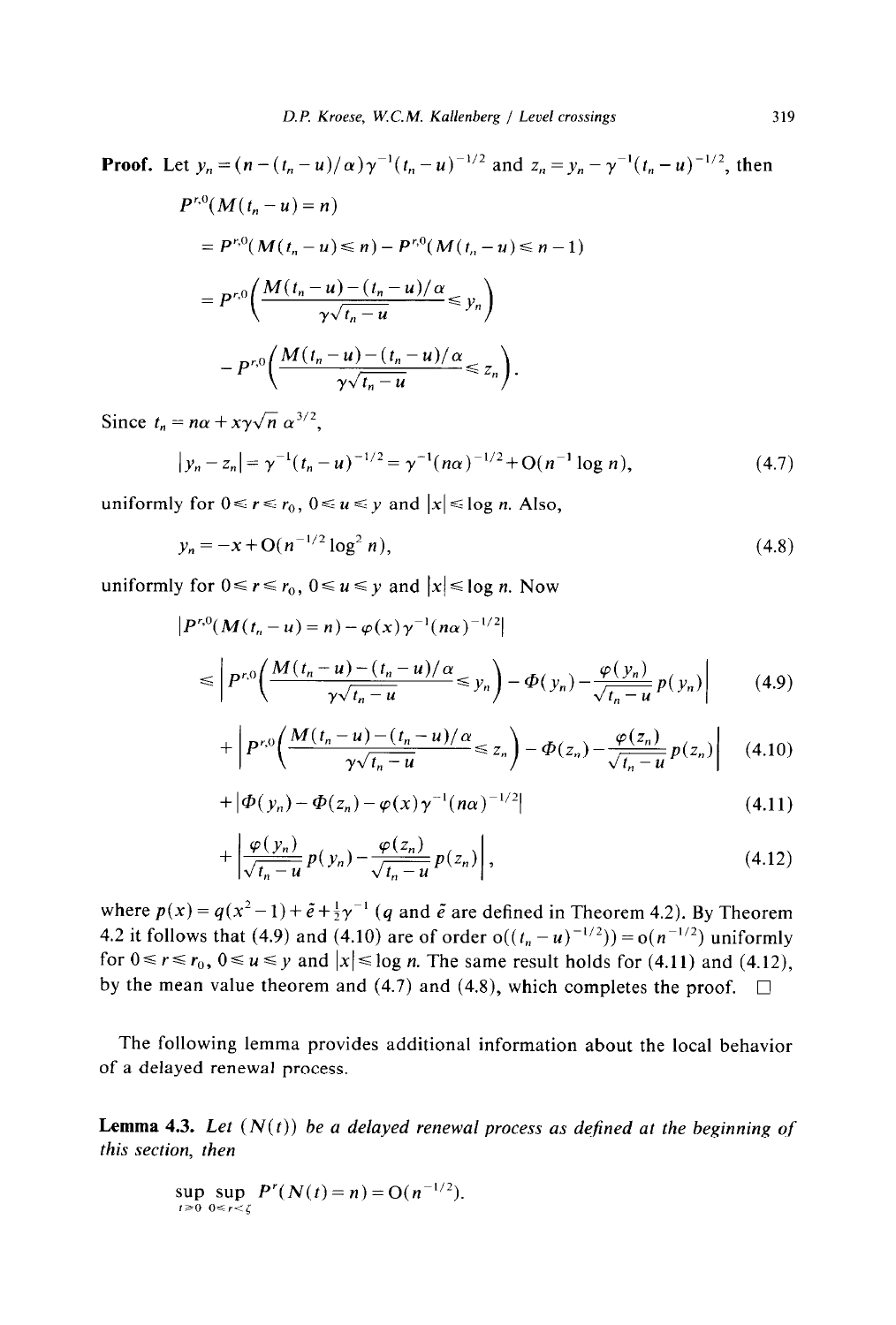**Proof.** Let $y_n = (n - (t_n - u)/\alpha)\gamma^{-1}(t_n - u)^{-1/2}$ and $z_n = y_n - \gamma^{-1}(t_n - u)^{-1/2}$, then

$$
\begin{aligned}
&P^{r,0}(M(t_n - u) = n) \\
&= P^{r,0}(M(t_n - u) \leq n) - P^{r,0}(M(t_n - u) \leq n - 1) \\
&= P^{r,0}\left(\frac{M(t_n - u) - (t_n - u)/\alpha}{\gamma\sqrt{t_n - u}} \leq y_n\right) \\
&\quad - P^{r,0}\left(\frac{M(t_n - u) - (t_n - u)/\alpha}{\gamma\sqrt{t_n - u}} \leq z_n\right).
\end{aligned}
$$

Since $t_n = n\alpha + x\gamma\sqrt{n}\,\alpha^{3/2}$,

$$
|y_n - z_n| = \gamma^{-1}(t_n - u)^{-1/2} = \gamma^{-1}(n\alpha)^{-1/2} + \mathrm{O}(n^{-1}\log n), \tag{4.7}
$$

uniformly for $0 \leq r \leq r_0$, $0 \leq u \leq y$ and $|x| \leq \log n$. Also,

$$
y_n = -x + \mathrm{O}(n^{-1/2}\log^2 n), \tag{4.8}
$$

uniformly for $0 \leq r \leq r_0$, $0 \leq u \leq y$ and $|x| \leq \log n$. Now

$$
\begin{aligned}
&|P^{r,0}(M(t_n - u) = n) - \varphi(x)\gamma^{-1}(n\alpha)^{-1/2}| \\
&\leq \left| P^{r,0}\left(\frac{M(t_n - u) - (t_n - u)/\alpha}{\gamma\sqrt{t_n - u}} \leq y_n\right) - \Phi(y_n) - \frac{\varphi(y_n)}{\sqrt{t_n - u}}p(y_n)\right| &(4.9) \\
&\quad + \left| P^{r,0}\left(\frac{M(t_n - u) - (t_n - u)/\alpha}{\gamma\sqrt{t_n - u}} \leq z_n\right) - \Phi(z_n) - \frac{\varphi(z_n)}{\sqrt{t_n - u}}p(z_n)\right| &(4.10) \\
&\quad + |\Phi(y_n) - \Phi(z_n) - \varphi(x)\gamma^{-1}(n\alpha)^{-1/2}| &(4.11) \\
&\quad + \left| \frac{\varphi(y_n)}{\sqrt{t_n - u}}p(y_n) - \frac{\varphi(z_n)}{\sqrt{t_n - u}}p(z_n)\right|, &(4.12)
\end{aligned}
$$

where $p(x) = q(x^2 - 1) + \tilde{e} + \frac{1}{2}\gamma^{-1}$ ($q$ and $\tilde{e}$ are defined in Theorem 4.2). By Theorem 4.2 it follows that (4.9) and (4.10) are of order $\mathrm{o}((t_n - u)^{-1/2}) = \mathrm{o}(n^{-1/2})$ uniformly for $0 \leq r \leq r_0$, $0 \leq u \leq y$ and $|x| \leq \log n$. The same result holds for (4.11) and (4.12), by the mean value theorem and (4.7) and (4.8), which completes the proof. $\square$

The following lemma provides additional information about the local behavior of a delayed renewal process.

**Lemma 4.3.** *Let $(N(t))$ be a delayed renewal process as defined at the beginning of this section, then*

$$
\sup_{t \geq 0} \sup_{0 \leq r < \zeta} P^r(N(t) = n) = \mathrm{O}(n^{-1/2}).
$$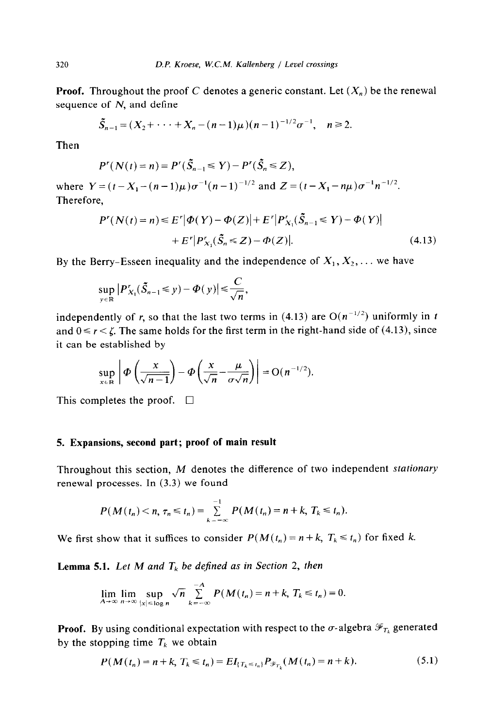**Proof.** Throughout the proof $C$ denotes a generic constant. Let $(X_n)$ be the renewal sequence of $N$, and define

$$\tilde{S}_{n-1} = (X_2 + \cdots + X_n - (n-1)\mu)(n-1)^{-1/2}\sigma^{-1}, \quad n \geq 2.$$

Then

$$P^r(N(t) = n) = P^r(\tilde{S}_{n-1} \leq Y) - P^r(\tilde{S}_n \leq Z),$$

where $Y = (t - X_1 - (n-1)\mu)\sigma^{-1}(n-1)^{-1/2}$ and $Z = (t - X_1 - n\mu)\sigma^{-1}n^{-1/2}$. Therefore,

$$P^r(N(t) = n) \leq E^r|\Phi(Y) - \Phi(Z)| + E^r|P^r_{X_1}(\tilde{S}_{n-1} \leq Y) - \Phi(Y)| + E^r|P^r_{X_1}(\tilde{S}_n \leq Z) - \Phi(Z)|. \tag{4.13}$$

By the Berry–Esseen inequality and the independence of $X_1, X_2, \ldots$ we have

$$\sup_{y \in \mathbb{R}} |P^r_{X_1}(\tilde{S}_{n-1} \leq y) - \Phi(y)| \leq \frac{C}{\sqrt{n}},$$

independently of $r$, so that the last two terms in (4.13) are $O(n^{-1/2})$ uniformly in $t$ and $0 \leq r < \zeta$. The same holds for the first term in the right-hand side of (4.13), since it can be established by

$$\sup_{x \in \mathbb{R}} \left| \Phi\left(\frac{x}{\sqrt{n-1}}\right) - \Phi\left(\frac{x}{\sqrt{n}} - \frac{\mu}{\sigma\sqrt{n}}\right) \right| = O(n^{-1/2}).$$

This completes the proof. $\square$

## 5. Expansions, second part; proof of main result

Throughout this section, $M$ denotes the difference of two independent *stationary* renewal processes. In (3.3) we found

$$P(M(t_n) < n, \tau_n \leq t_n) = \sum_{k=-\infty}^{-1} P(M(t_n) = n + k, T_k \leq t_n).$$

We first show that it suffices to consider $P(M(t_n) = n + k,\ T_k \leq t_n)$ for fixed $k$.

**Lemma 5.1.** *Let $M$ and $T_k$ be defined as in Section 2, then*

$$\lim_{A \to \infty} \lim_{n \to \infty} \sup_{|x| \leq \log n} \sqrt{n} \sum_{k=-\infty}^{-A} P(M(t_n) = n + k, T_k \leq t_n) = 0.$$

**Proof.** By using conditional expectation with respect to the $\sigma$-algebra $\mathcal{F}_{T_k}$ generated by the stopping time $T_k$ we obtain

$$P(M(t_n) = n + k, T_k \leq t_n) = E I_{\{T_k \leq t_n\}} P_{\mathcal{F}_{T_k}}(M(t_n) = n + k). \tag{5.1}$$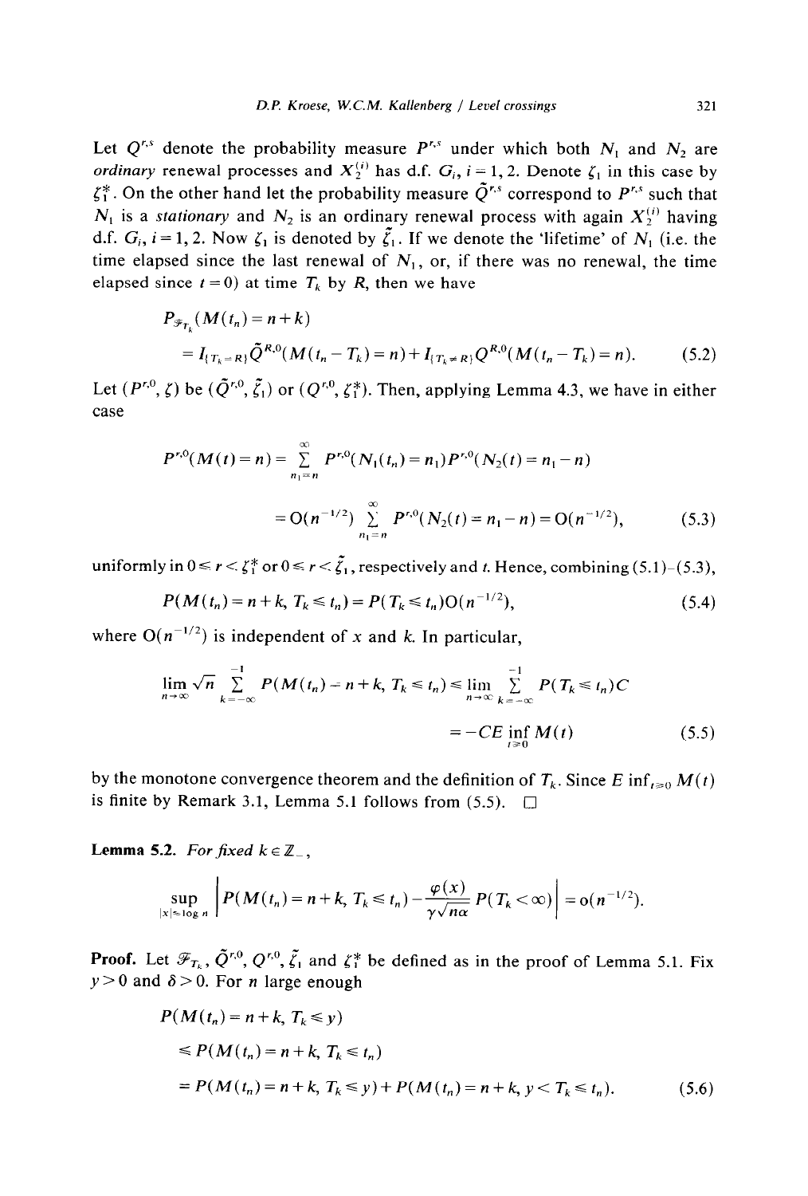Let $Q^{r,s}$ denote the probability measure $P^{r,s}$ under which both $N_1$ and $N_2$ are *ordinary* renewal processes and $X_2^{(i)}$ has d.f. $G_i$, $i=1,2$. Denote $\zeta_1$ in this case by $\zeta_1^*$. On the other hand let the probability measure $\tilde{Q}^{r,s}$ correspond to $P^{r,s}$ such that $N_1$ is a *stationary* and $N_2$ is an ordinary renewal process with again $X_2^{(i)}$ having d.f. $G_i$, $i=1,2$. Now $\zeta_1$ is denoted by $\tilde{\zeta}_1$. If we denote the 'lifetime' of $N_1$ (i.e. the time elapsed since the last renewal of $N_1$, or, if there was no renewal, the time elapsed since $t=0$) at time $T_k$ by $R$, then we have

$$P_{\mathscr{F}_{T_k}}(M(t_n)=n+k)$$
$$=I_{\{T_k=R\}}\tilde{Q}^{R,0}(M(t_n-T_k)=n)+I_{\{T_k\neq R\}}Q^{R,0}(M(t_n-T_k)=n). \tag{5.2}$$

Let $(P^{r,0},\zeta)$ be $(\tilde{Q}^{r,0},\tilde{\zeta}_1)$ or $(Q^{r,0},\zeta_1^*)$. Then, applying Lemma 4.3, we have in either case

$$P^{r,0}(M(t)=n)=\sum_{n_1=n}^{\infty}P^{r,0}(N_1(t_n)=n_1)P^{r,0}(N_2(t)=n_1-n)$$
$$=\mathrm{O}(n^{-1/2})\sum_{n_1=n}^{\infty}P^{r,0}(N_2(t)=n_1-n)=\mathrm{O}(n^{-1/2}), \tag{5.3}$$

uniformly in $0\leq r<\zeta_1^*$ or $0\leq r<\tilde{\zeta}_1$, respectively and $t$. Hence, combining (5.1)–(5.3),

$$P(M(t_n)=n+k,\ T_k\leq t_n)=P(T_k\leq t_n)\mathrm{O}(n^{-1/2}), \tag{5.4}$$

where $\mathrm{O}(n^{-1/2})$ is independent of $x$ and $k$. In particular,

$$\lim_{n\to\infty}\sqrt{n}\sum_{k=-\infty}^{-1}P(M(t_n)=n+k,\ T_k\leq t_n)\leq\lim_{n\to\infty}\sum_{k=-\infty}^{-1}P(T_k\leq t_n)C$$
$$=-CE\inf_{t\geq0}M(t) \tag{5.5}$$

by the monotone convergence theorem and the definition of $T_k$. Since $E\inf_{t\geq0}M(t)$ is finite by Remark 3.1, Lemma 5.1 follows from (5.5). □

**Lemma 5.2.** *For fixed* $k\in\mathbb{Z}_-$,

$$\sup_{|x|\leq\log n}\left|P(M(t_n)=n+k,\ T_k\leq t_n)-\frac{\varphi(x)}{\gamma\sqrt{n\alpha}}P(T_k<\infty)\right|=\mathrm{o}(n^{-1/2}).$$

**Proof.** Let $\mathscr{F}_{T_k}$, $\tilde{Q}^{r,0}$, $Q^{r,0}$, $\tilde{\zeta}_1$ and $\zeta_1^*$ be defined as in the proof of Lemma 5.1. Fix $y>0$ and $\delta>0$. For $n$ large enough

$$P(M(t_n)=n+k,\ T_k\leq y)$$
$$\leq P(M(t_n)=n+k,\ T_k\leq t_n)$$
$$=P(M(t_n)=n+k,\ T_k\leq y)+P(M(t_n)=n+k,\ y<T_k\leq t_n). \tag{5.6}$$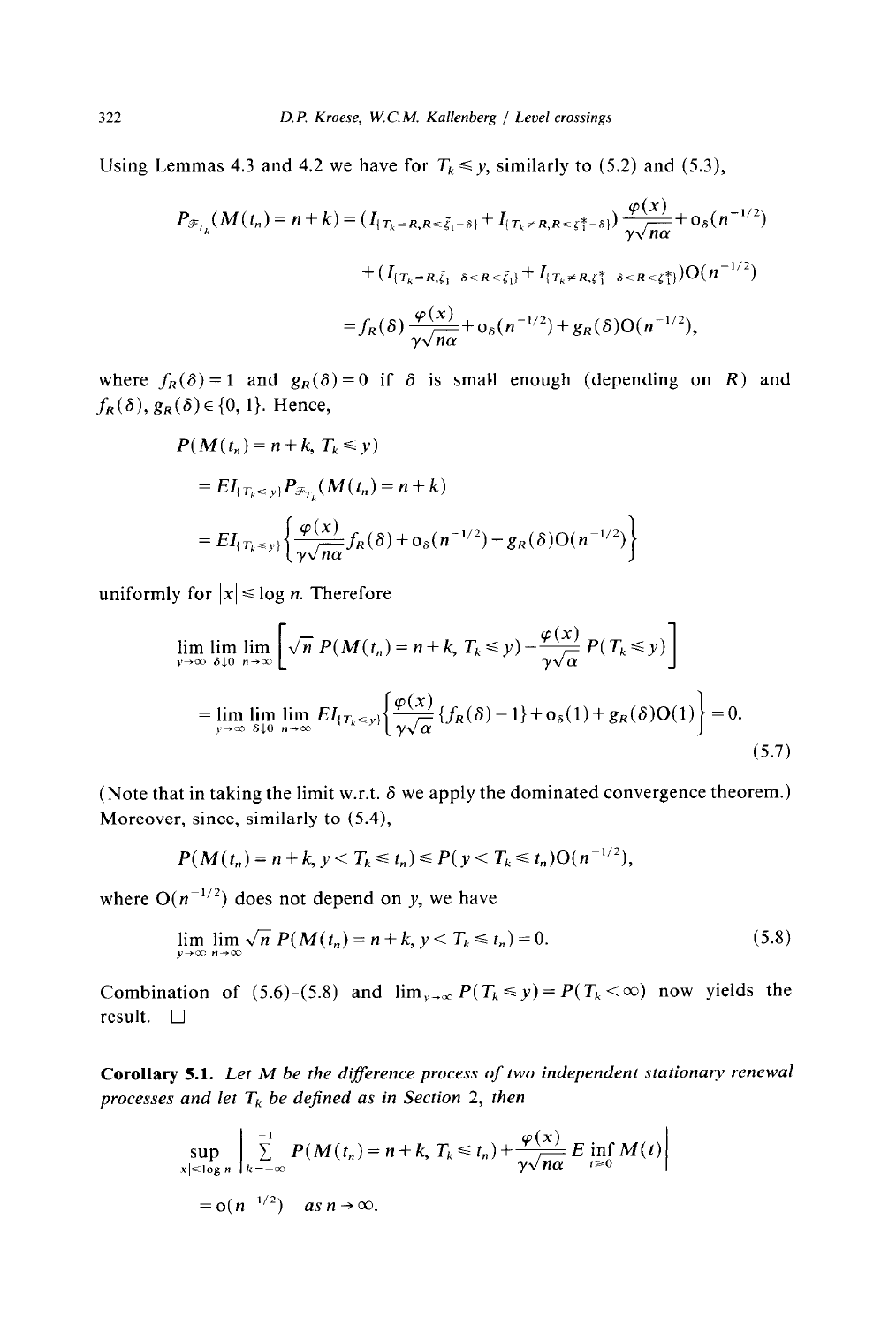Using Lemmas 4.3 and 4.2 we have for $T_k \leqslant y$, similarly to (5.2) and (5.3),

$$
\begin{aligned}
P_{\mathscr{F}_{T_k}}(M(t_n) = n+k) &= (I_{\{T_k = R, R \leqslant \bar{\zeta}_1 - \delta\}} + I_{\{T_k \neq R, R \leqslant \zeta_1^* - \delta\}}) \frac{\varphi(x)}{\gamma\sqrt{n\alpha}} + \mathrm{o}_\delta(n^{-1/2}) \\
&\quad + (I_{\{T_k = R, \bar{\zeta}_1 - \delta < R < \bar{\zeta}_1\}} + I_{\{T_k \neq R, \zeta_1^* - \delta < R < \zeta_1^*\}}) \mathrm{O}(n^{-1/2}) \\
&= f_R(\delta) \frac{\varphi(x)}{\gamma\sqrt{n\alpha}} + \mathrm{o}_\delta(n^{-1/2}) + g_R(\delta)\mathrm{O}(n^{-1/2}),
\end{aligned}
$$

where $f_R(\delta) = 1$ and $g_R(\delta) = 0$ if $\delta$ is small enough (depending on $R$) and $f_R(\delta), g_R(\delta) \in \{0, 1\}$. Hence,

$$
\begin{aligned}
&P(M(t_n) = n+k, T_k \leqslant y) \\
&= E I_{\{T_k \leqslant y\}} P_{\mathscr{F}_{T_k}}(M(t_n) = n+k) \\
&= E I_{\{T_k \leqslant y\}} \left\{ \frac{\varphi(x)}{\gamma\sqrt{n\alpha}} f_R(\delta) + \mathrm{o}_\delta(n^{-1/2}) + g_R(\delta)\mathrm{O}(n^{-1/2}) \right\}
\end{aligned}
$$

uniformly for $|x| \leqslant \log n$. Therefore

$$
\begin{aligned}
&\lim_{y\to\infty} \lim_{\delta \downarrow 0} \lim_{n\to\infty} \left[ \sqrt{n}\, P(M(t_n) = n+k, T_k \leqslant y) - \frac{\varphi(x)}{\gamma\sqrt{\alpha}} P(T_k \leqslant y) \right] \\
&= \lim_{y\to\infty} \lim_{\delta \downarrow 0} \lim_{n\to\infty} E I_{\{T_k \leqslant y\}} \left\{ \frac{\varphi(x)}{\gamma\sqrt{\alpha}} \{f_R(\delta) - 1\} + \mathrm{o}_\delta(1) + g_R(\delta)\mathrm{O}(1) \right\} = 0.
\end{aligned} \tag{5.7}
$$

(Note that in taking the limit w.r.t. $\delta$ we apply the dominated convergence theorem.) Moreover, since, similarly to (5.4),

$$
P(M(t_n) = n+k, y < T_k \leqslant t_n) \leqslant P(y < T_k \leqslant t_n)\mathrm{O}(n^{-1/2}),
$$

where $\mathrm{O}(n^{-1/2})$ does not depend on $y$, we have

$$
\lim_{y\to\infty} \lim_{n\to\infty} \sqrt{n}\, P(M(t_n) = n+k, y < T_k \leqslant t_n) = 0. \tag{5.8}
$$

Combination of (5.6)–(5.8) and $\lim_{y\to\infty} P(T_k \leqslant y) = P(T_k < \infty)$ now yields the result. $\square$

**Corollary 5.1.** *Let $M$ be the difference process of two independent stationary renewal processes and let $T_k$ be defined as in Section 2, then*

$$
\sup_{|x|\leqslant \log n} \left| \sum_{k=-\infty}^{-1} P(M(t_n) = n+k, T_k \leqslant t_n) + \frac{\varphi(x)}{\gamma\sqrt{n\alpha}} E \inf_{t\geqslant 0} M(t) \right|
$$

$$
= \mathrm{o}(n^{-1/2}) \quad \text{as } n \to \infty.
$$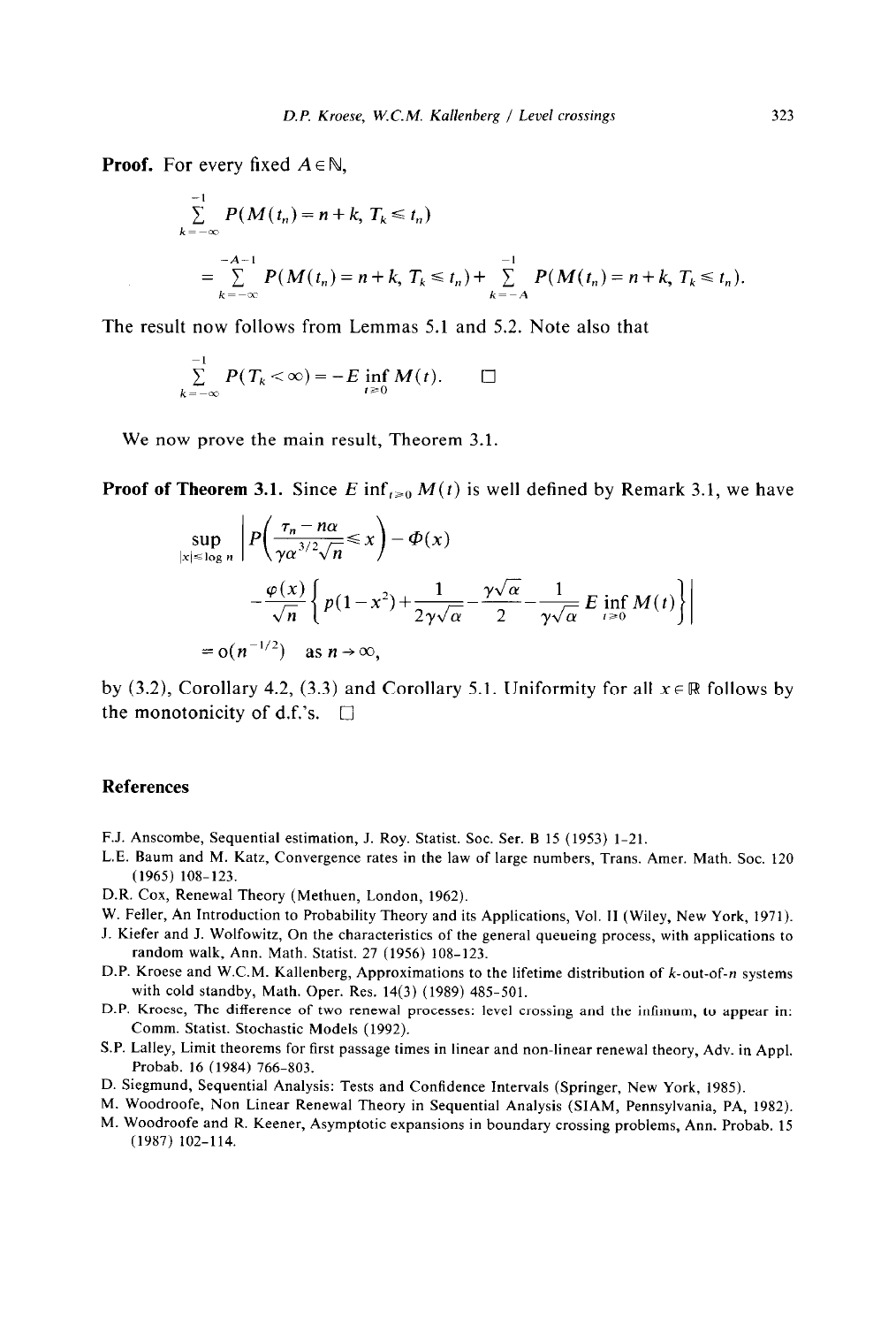**Proof.** For every fixed $A \in \mathbb{N}$,

$$\sum_{k=-\infty}^{-1} P(M(t_n) = n+k,\ T_k \leq t_n)$$

$$= \sum_{k=-\infty}^{-A-1} P(M(t_n) = n+k,\ T_k \leq t_n) + \sum_{k=-A}^{-1} P(M(t_n) = n+k,\ T_k \leq t_n).$$

The result now follows from Lemmas 5.1 and 5.2. Note also that

$$\sum_{k=-\infty}^{-1} P(T_k < \infty) = -E \inf_{t \geq 0} M(t). \qquad \square$$

We now prove the main result, Theorem 3.1.

**Proof of Theorem 3.1.** Since $E \inf_{t \geq 0} M(t)$ is well defined by Remark 3.1, we have

$$\sup_{|x| \leq \log n} \left| P\left( \frac{\tau_n - n\alpha}{\gamma \alpha^{3/2} \sqrt{n}} \leq x \right) - \Phi(x) \right.$$

$$\left. - \frac{\varphi(x)}{\sqrt{n}} \left\{ p(1 - x^2) + \frac{1}{2\gamma\sqrt{\alpha}} - \frac{\gamma\sqrt{\alpha}}{2} - \frac{1}{\gamma\sqrt{\alpha}} E \inf_{t \geq 0} M(t) \right\} \right|$$

$$= o(n^{-1/2}) \quad \text{as } n \to \infty,$$

by (3.2), Corollary 4.2, (3.3) and Corollary 5.1. Uniformity for all $x \in \mathbb{R}$ follows by the monotonicity of d.f.'s. $\square$

## References

F.J. Anscombe, Sequential estimation, J. Roy. Statist. Soc. Ser. B 15 (1953) 1-21.

L.E. Baum and M. Katz, Convergence rates in the law of large numbers, Trans. Amer. Math. Soc. 120 (1965) 108-123.

D.R. Cox, Renewal Theory (Methuen, London, 1962).

W. Feller, An Introduction to Probability Theory and its Applications, Vol. II (Wiley, New York, 1971).

J. Kiefer and J. Wolfowitz, On the characteristics of the general queueing process, with applications to random walk, Ann. Math. Statist. 27 (1956) 108-123.

D.P. Kroese and W.C.M. Kallenberg, Approximations to the lifetime distribution of $k$-out-of-$n$ systems with cold standby, Math. Oper. Res. 14(3) (1989) 485-501.

D.P. Kroese, The difference of two renewal processes: level crossing and the infimum, to appear in: Comm. Statist. Stochastic Models (1992).

S.P. Lalley, Limit theorems for first passage times in linear and non-linear renewal theory, Adv. in Appl. Probab. 16 (1984) 766-803.

D. Siegmund, Sequential Analysis: Tests and Confidence Intervals (Springer, New York, 1985).

M. Woodroofe, Non Linear Renewal Theory in Sequential Analysis (SIAM, Pennsylvania, PA, 1982).

M. Woodroofe and R. Keener, Asymptotic expansions in boundary crossing problems, Ann. Probab. 15 (1987) 102-114.